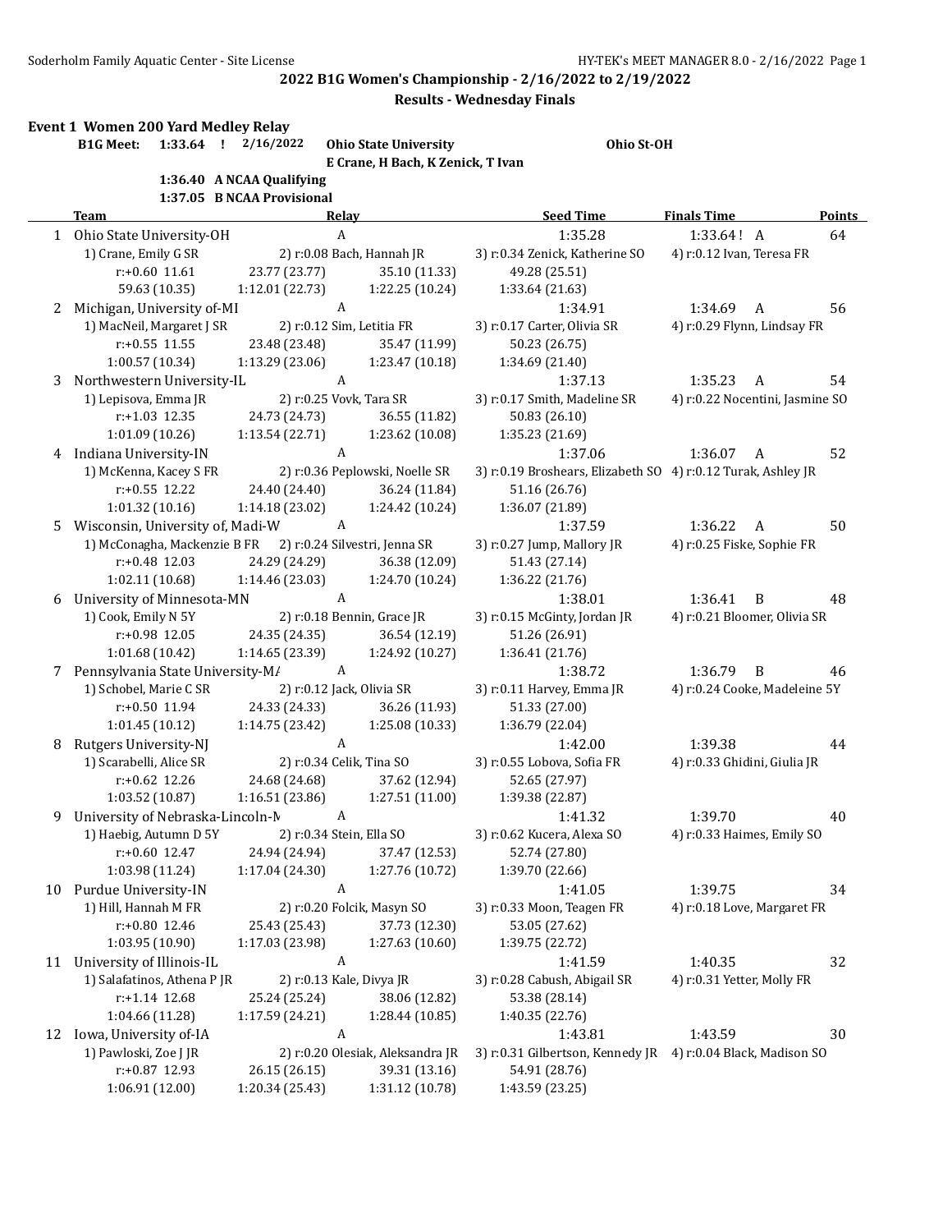## 2022 B1G Women's Championship - 2/16/2022 to 2/19/2022

### Results - Wednesday Finals

**Event 1 Women 200 Yard Medley Relay**

B1G Meet: 1:33.64 ! 2/16/2022 Ohio State University Ohio St-OH
E Crane, H Bach, K Zenick, T Ivan

1:36.40 A NCAA Qualifying
1:37.05 B NCAA Provisional

| | Team | Relay | Seed Time | Finals Time | Points |
|---|---|---|---|---|---|
| 1 | Ohio State University-OH | A | 1:35.28 | 1:33.64 ! A | 64 |
| | 1) Crane, Emily G SR | 2) r:0.08 Bach, Hannah JR | 3) r:0.34 Zenick, Katherine SO | 4) r:0.12 Ivan, Teresa FR | |
| | r:+0.60 11.61 | 23.77 (23.77) | 35.10 (11.33) | 49.28 (25.51) | |
| | 59.63 (10.35) | 1:12.01 (22.73) | 1:22.25 (10.24) | 1:33.64 (21.63) | |
| 2 | Michigan, University of-MI | A | 1:34.91 | 1:34.69 A | 56 |
| | 1) MacNeil, Margaret J SR | 2) r:0.12 Sim, Letitia FR | 3) r:0.17 Carter, Olivia SR | 4) r:0.29 Flynn, Lindsay FR | |
| | r:+0.55 11.55 | 23.48 (23.48) | 35.47 (11.99) | 50.23 (26.75) | |
| | 1:00.57 (10.34) | 1:13.29 (23.06) | 1:23.47 (10.18) | 1:34.69 (21.40) | |
| 3 | Northwestern University-IL | A | 1:37.13 | 1:35.23 A | 54 |
| | 1) Lepisova, Emma JR | 2) r:0.25 Vovk, Tara SR | 3) r:0.17 Smith, Madeline SR | 4) r:0.22 Nocentini, Jasmine SO | |
| | r:+1.03 12.35 | 24.73 (24.73) | 36.55 (11.82) | 50.83 (26.10) | |
| | 1:01.09 (10.26) | 1:13.54 (22.71) | 1:23.62 (10.08) | 1:35.23 (21.69) | |
| 4 | Indiana University-IN | A | 1:37.06 | 1:36.07 A | 52 |
| | 1) McKenna, Kacey S FR | 2) r:0.36 Peplowski, Noelle SR | 3) r:0.19 Broshears, Elizabeth SO | 4) r:0.12 Turak, Ashley JR | |
| | r:+0.55 12.22 | 24.40 (24.40) | 36.24 (11.84) | 51.16 (26.76) | |
| | 1:01.32 (10.16) | 1:14.18 (23.02) | 1:24.42 (10.24) | 1:36.07 (21.89) | |
| 5 | Wisconsin, University of, Madi-W | A | 1:37.59 | 1:36.22 A | 50 |
| | 1) McConagha, Mackenzie B FR | 2) r:0.24 Silvestri, Jenna SR | 3) r:0.27 Jump, Mallory JR | 4) r:0.25 Fiske, Sophie FR | |
| | r:+0.48 12.03 | 24.29 (24.29) | 36.38 (12.09) | 51.43 (27.14) | |
| | 1:02.11 (10.68) | 1:14.46 (23.03) | 1:24.70 (10.24) | 1:36.22 (21.76) | |
| 6 | University of Minnesota-MN | A | 1:38.01 | 1:36.41 B | 48 |
| | 1) Cook, Emily N 5Y | 2) r:0.18 Bennin, Grace JR | 3) r:0.15 McGinty, Jordan JR | 4) r:0.21 Bloomer, Olivia SR | |
| | r:+0.98 12.05 | 24.35 (24.35) | 36.54 (12.19) | 51.26 (26.91) | |
| | 1:01.68 (10.42) | 1:14.65 (23.39) | 1:24.92 (10.27) | 1:36.41 (21.76) | |
| 7 | Pennsylvania State University-MA | A | 1:38.72 | 1:36.79 B | 46 |
| | 1) Schobel, Marie C SR | 2) r:0.12 Jack, Olivia SR | 3) r:0.11 Harvey, Emma JR | 4) r:0.24 Cooke, Madeleine 5Y | |
| | r:+0.50 11.94 | 24.33 (24.33) | 36.26 (11.93) | 51.33 (27.00) | |
| | 1:01.45 (10.12) | 1:14.75 (23.42) | 1:25.08 (10.33) | 1:36.79 (22.04) | |
| 8 | Rutgers University-NJ | A | 1:42.00 | 1:39.38 | 44 |
| | 1) Scarabelli, Alice SR | 2) r:0.34 Celik, Tina SO | 3) r:0.55 Lobova, Sofia FR | 4) r:0.33 Ghidini, Giulia JR | |
| | r:+0.62 12.26 | 24.68 (24.68) | 37.62 (12.94) | 52.65 (27.97) | |
| | 1:03.52 (10.87) | 1:16.51 (23.86) | 1:27.51 (11.00) | 1:39.38 (22.87) | |
| 9 | University of Nebraska-Lincoln-N | A | 1:41.32 | 1:39.70 | 40 |
| | 1) Haebig, Autumn D 5Y | 2) r:0.34 Stein, Ella SO | 3) r:0.62 Kucera, Alexa SO | 4) r:0.33 Haimes, Emily SO | |
| | r:+0.60 12.47 | 24.94 (24.94) | 37.47 (12.53) | 52.74 (27.80) | |
| | 1:03.98 (11.24) | 1:17.04 (24.30) | 1:27.76 (10.72) | 1:39.70 (22.66) | |
| 10 | Purdue University-IN | A | 1:41.05 | 1:39.75 | 34 |
| | 1) Hill, Hannah M FR | 2) r:0.20 Folcik, Masyn SO | 3) r:0.33 Moon, Teagen FR | 4) r:0.18 Love, Margaret FR | |
| | r:+0.80 12.46 | 25.43 (25.43) | 37.73 (12.30) | 53.05 (27.62) | |
| | 1:03.95 (10.90) | 1:17.03 (23.98) | 1:27.63 (10.60) | 1:39.75 (22.72) | |
| 11 | University of Illinois-IL | A | 1:41.59 | 1:40.35 | 32 |
| | 1) Salafatinos, Athena P JR | 2) r:0.13 Kale, Divya JR | 3) r:0.28 Cabush, Abigail SR | 4) r:0.31 Yetter, Molly FR | |
| | r:+1.14 12.68 | 25.24 (25.24) | 38.06 (12.82) | 53.38 (28.14) | |
| | 1:04.66 (11.28) | 1:17.59 (24.21) | 1:28.44 (10.85) | 1:40.35 (22.76) | |
| 12 | Iowa, University of-IA | A | 1:43.81 | 1:43.59 | 30 |
| | 1) Pawloski, Zoe J JR | 2) r:0.20 Olesiak, Aleksandra JR | 3) r:0.31 Gilbertson, Kennedy JR | 4) r:0.04 Black, Madison SO | |
| | r:+0.87 12.93 | 26.15 (26.15) | 39.31 (13.16) | 54.91 (28.76) | |
| | 1:06.91 (12.00) | 1:20.34 (25.43) | 1:31.12 (10.78) | 1:43.59 (23.25) | |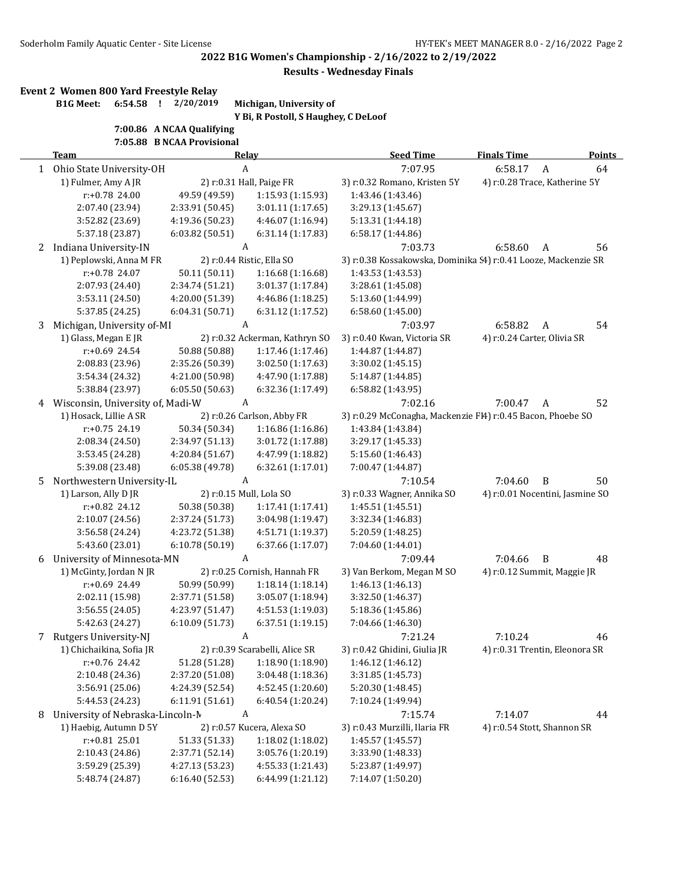## 2022 B1G Women's Championship - 2/16/2022 to 2/19/2022

### Results - Wednesday Finals

**Event 2 Women 800 Yard Freestyle Relay**

**B1G Meet:** 6:54.58 ! 2/20/2019 **Michigan, University of**
**Y Bi, R Postoll, S Haughey, C DeLoof**

**7:00.86 A NCAA Qualifying**
**7:05.88 B NCAA Provisional**

| | Team | Relay | Seed Time | Finals Time | Points |
|---|---|---|---|---|---|
| 1 | Ohio State University-OH | A | 7:07.95 | 6:58.17 A | 64 |
| | 1) Fulmer, Amy A JR | 2) r:0.31 Hall, Paige FR | 3) r:0.32 Romano, Kristen 5Y | 4) r:0.28 Trace, Katherine 5Y | |
| | r:+0.78 24.00 | 49.59 (49.59) | 1:15.93 (1:15.93) | 1:43.46 (1:43.46) | |
| | 2:07.40 (23.94) | 2:33.91 (50.45) | 3:01.11 (1:17.65) | 3:29.13 (1:45.67) | |
| | 3:52.82 (23.69) | 4:19.36 (50.23) | 4:46.07 (1:16.94) | 5:13.31 (1:44.18) | |
| | 5:37.18 (23.87) | 6:03.82 (50.51) | 6:31.14 (1:17.83) | 6:58.17 (1:44.86) | |
| 2 | Indiana University-IN | A | 7:03.73 | 6:58.60 A | 56 |
| | 1) Peplowski, Anna M FR | 2) r:0.44 Ristic, Ella SO | 3) r:0.38 Kossakowska, Dominika S | 4) r:0.41 Looze, Mackenzie SR | |
| | r:+0.78 24.07 | 50.11 (50.11) | 1:16.68 (1:16.68) | 1:43.53 (1:43.53) | |
| | 2:07.93 (24.40) | 2:34.74 (51.21) | 3:01.37 (1:17.84) | 3:28.61 (1:45.08) | |
| | 3:53.11 (24.50) | 4:20.00 (51.39) | 4:46.86 (1:18.25) | 5:13.60 (1:44.99) | |
| | 5:37.85 (24.25) | 6:04.31 (50.71) | 6:31.12 (1:17.52) | 6:58.60 (1:45.00) | |
| 3 | Michigan, University of-MI | A | 7:03.97 | 6:58.82 A | 54 |
| | 1) Glass, Megan E JR | 2) r:0.32 Ackerman, Kathryn SO | 3) r:0.40 Kwan, Victoria SR | 4) r:0.24 Carter, Olivia SR | |
| | r:+0.69 24.54 | 50.88 (50.88) | 1:17.46 (1:17.46) | 1:44.87 (1:44.87) | |
| | 2:08.83 (23.96) | 2:35.26 (50.39) | 3:02.50 (1:17.63) | 3:30.02 (1:45.15) | |
| | 3:54.34 (24.32) | 4:21.00 (50.98) | 4:47.90 (1:17.88) | 5:14.87 (1:44.85) | |
| | 5:38.84 (23.97) | 6:05.50 (50.63) | 6:32.36 (1:17.49) | 6:58.82 (1:43.95) | |
| 4 | Wisconsin, University of, Madi-W | A | 7:02.16 | 7:00.47 A | 52 |
| | 1) Hosack, Lillie A SR | 2) r:0.26 Carlson, Abby FR | 3) r:0.29 McConagha, Mackenzie F | 4) r:0.45 Bacon, Phoebe SO | |
| | r:+0.75 24.19 | 50.34 (50.34) | 1:16.86 (1:16.86) | 1:43.84 (1:43.84) | |
| | 2:08.34 (24.50) | 2:34.97 (51.13) | 3:01.72 (1:17.88) | 3:29.17 (1:45.33) | |
| | 3:53.45 (24.28) | 4:20.84 (51.67) | 4:47.99 (1:18.82) | 5:15.60 (1:46.43) | |
| | 5:39.08 (23.48) | 6:05.38 (49.78) | 6:32.61 (1:17.01) | 7:00.47 (1:44.87) | |
| 5 | Northwestern University-IL | A | 7:10.54 | 7:04.60 B | 50 |
| | 1) Larson, Ally D JR | 2) r:0.15 Mull, Lola SO | 3) r:0.33 Wagner, Annika SO | 4) r:0.01 Nocentini, Jasmine SO | |
| | r:+0.82 24.12 | 50.38 (50.38) | 1:17.41 (1:17.41) | 1:45.51 (1:45.51) | |
| | 2:10.07 (24.56) | 2:37.24 (51.73) | 3:04.98 (1:19.47) | 3:32.34 (1:46.83) | |
| | 3:56.58 (24.24) | 4:23.72 (51.38) | 4:51.71 (1:19.37) | 5:20.59 (1:48.25) | |
| | 5:43.60 (23.01) | 6:10.78 (50.19) | 6:37.66 (1:17.07) | 7:04.60 (1:44.01) | |
| 6 | University of Minnesota-MN | A | 7:09.44 | 7:04.66 B | 48 |
| | 1) McGinty, Jordan N JR | 2) r:0.25 Cornish, Hannah FR | 3) Van Berkom, Megan M SO | 4) r:0.12 Summit, Maggie JR | |
| | r:+0.69 24.49 | 50.99 (50.99) | 1:18.14 (1:18.14) | 1:46.13 (1:46.13) | |
| | 2:02.11 (15.98) | 2:37.71 (51.58) | 3:05.07 (1:18.94) | 3:32.50 (1:46.37) | |
| | 3:56.55 (24.05) | 4:23.97 (51.47) | 4:51.53 (1:19.03) | 5:18.36 (1:45.86) | |
| | 5:42.63 (24.27) | 6:10.09 (51.73) | 6:37.51 (1:19.15) | 7:04.66 (1:46.30) | |
| 7 | Rutgers University-NJ | A | 7:21.24 | 7:10.24 | 46 |
| | 1) Chichaikina, Sofia JR | 2) r:0.39 Scarabelli, Alice SR | 3) r:0.42 Ghidini, Giulia JR | 4) r:0.31 Trentin, Eleonora SR | |
| | r:+0.76 24.42 | 51.28 (51.28) | 1:18.90 (1:18.90) | 1:46.12 (1:46.12) | |
| | 2:10.48 (24.36) | 2:37.20 (51.08) | 3:04.48 (1:18.36) | 3:31.85 (1:45.73) | |
| | 3:56.91 (25.06) | 4:24.39 (52.54) | 4:52.45 (1:20.60) | 5:20.30 (1:48.45) | |
| | 5:44.53 (24.23) | 6:11.91 (51.61) | 6:40.54 (1:20.24) | 7:10.24 (1:49.94) | |
| 8 | University of Nebraska-Lincoln-N | A | 7:15.74 | 7:14.07 | 44 |
| | 1) Haebig, Autumn D 5Y | 2) r:0.57 Kucera, Alexa SO | 3) r:0.43 Murzilli, Ilaria FR | 4) r:0.54 Stott, Shannon SR | |
| | r:+0.81 25.01 | 51.33 (51.33) | 1:18.02 (1:18.02) | 1:45.57 (1:45.57) | |
| | 2:10.43 (24.86) | 2:37.71 (52.14) | 3:05.76 (1:20.19) | 3:33.90 (1:48.33) | |
| | 3:59.29 (25.39) | 4:27.13 (53.23) | 4:55.33 (1:21.43) | 5:23.87 (1:49.97) | |
| | 5:48.74 (24.87) | 6:16.40 (52.53) | 6:44.99 (1:21.12) | 7:14.07 (1:50.20) | |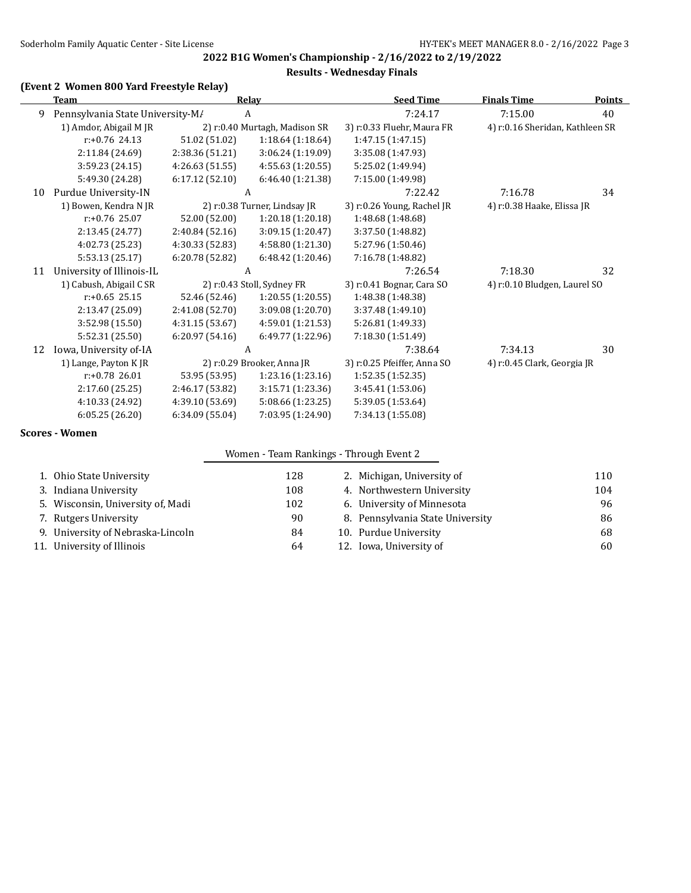## 2022 B1G Women's Championship - 2/16/2022 to 2/19/2022

### Results - Wednesday Finals

**(Event 2 Women 800 Yard Freestyle Relay)**

| | Team | Relay | | Seed Time | Finals Time | Points |
|---|---|---|---|---|---|---|
| 9 | Pennsylvania State University-MA | A | | 7:24.17 | 7:15.00 | 40 |
| | 1) Amdor, Abigail M JR | 2) r:0.40 Murtagh, Madison SR | | 3) r:0.33 Fluehr, Maura FR | 4) r:0.16 Sheridan, Kathleen SR | |
| | r:+0.76 24.13 | 51.02 (51.02) | 1:18.64 (1:18.64) | 1:47.15 (1:47.15) | | |
| | 2:11.84 (24.69) | 2:38.36 (51.21) | 3:06.24 (1:19.09) | 3:35.08 (1:47.93) | | |
| | 3:59.23 (24.15) | 4:26.63 (51.55) | 4:55.63 (1:20.55) | 5:25.02 (1:49.94) | | |
| | 5:49.30 (24.28) | 6:17.12 (52.10) | 6:46.40 (1:21.38) | 7:15.00 (1:49.98) | | |
| 10 | Purdue University-IN | A | | 7:22.42 | 7:16.78 | 34 |
| | 1) Bowen, Kendra N JR | 2) r:0.38 Turner, Lindsay JR | | 3) r:0.26 Young, Rachel JR | 4) r:0.38 Haake, Elissa JR | |
| | r:+0.76 25.07 | 52.00 (52.00) | 1:20.18 (1:20.18) | 1:48.68 (1:48.68) | | |
| | 2:13.45 (24.77) | 2:40.84 (52.16) | 3:09.15 (1:20.47) | 3:37.50 (1:48.82) | | |
| | 4:02.73 (25.23) | 4:30.33 (52.83) | 4:58.80 (1:21.30) | 5:27.96 (1:50.46) | | |
| | 5:53.13 (25.17) | 6:20.78 (52.82) | 6:48.42 (1:20.46) | 7:16.78 (1:48.82) | | |
| 11 | University of Illinois-IL | A | | 7:26.54 | 7:18.30 | 32 |
| | 1) Cabush, Abigail C SR | 2) r:0.43 Stoll, Sydney FR | | 3) r:0.41 Bognar, Cara SO | 4) r:0.10 Bludgen, Laurel SO | |
| | r:+0.65 25.15 | 52.46 (52.46) | 1:20.55 (1:20.55) | 1:48.38 (1:48.38) | | |
| | 2:13.47 (25.09) | 2:41.08 (52.70) | 3:09.08 (1:20.70) | 3:37.48 (1:49.10) | | |
| | 3:52.98 (15.50) | 4:31.15 (53.67) | 4:59.01 (1:21.53) | 5:26.81 (1:49.33) | | |
| | 5:52.31 (25.50) | 6:20.97 (54.16) | 6:49.77 (1:22.96) | 7:18.30 (1:51.49) | | |
| 12 | Iowa, University of-IA | A | | 7:38.64 | 7:34.13 | 30 |
| | 1) Lange, Payton K JR | 2) r:0.29 Brooker, Anna JR | | 3) r:0.25 Pfeiffer, Anna SO | 4) r:0.45 Clark, Georgia JR | |
| | r:+0.78 26.01 | 53.95 (53.95) | 1:23.16 (1:23.16) | 1:52.35 (1:52.35) | | |
| | 2:17.60 (25.25) | 2:46.17 (53.82) | 3:15.71 (1:23.36) | 3:45.41 (1:53.06) | | |
| | 4:10.33 (24.92) | 4:39.10 (53.69) | 5:08.66 (1:23.25) | 5:39.05 (1:53.64) | | |
| | 6:05.25 (26.20) | 6:34.09 (55.04) | 7:03.95 (1:24.90) | 7:34.13 (1:55.08) | | |

**Scores - Women**

Women - Team Rankings - Through Event 2

| | | | |
|---|---|---|---|
| 1. Ohio State University | 128 | 2. Michigan, University of | 110 |
| 3. Indiana University | 108 | 4. Northwestern University | 104 |
| 5. Wisconsin, University of, Madi | 102 | 6. University of Minnesota | 96 |
| 7. Rutgers University | 90 | 8. Pennsylvania State University | 86 |
| 9. University of Nebraska-Lincoln | 84 | 10. Purdue University | 68 |
| 11. University of Illinois | 64 | 12. Iowa, University of | 60 |